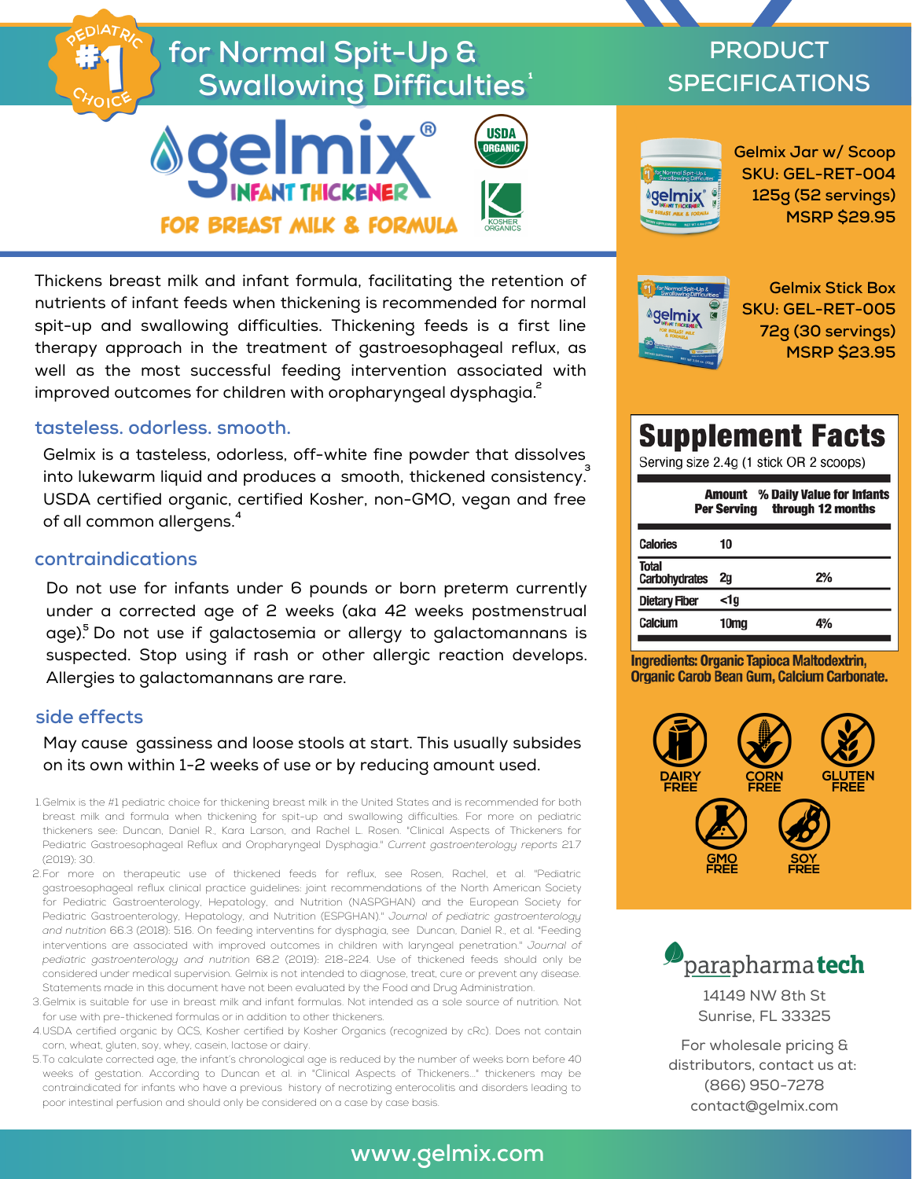# for Normal Spit-Up & Swallowing Difficulties[1]

#1 PEDIATRIC CHOICE

**gelmix®** INFANT THICKENER

FOR BREAST MILK & FORMULA

USDA ORGANIC · KOSHER ORGANICS

Thickens breast milk and infant formula, facilitating the retention of nutrients of infant feeds when thickening is recommended for normal spit-up and swallowing difficulties. Thickening feeds is a first line therapy approach in the treatment of gastroesophageal reflux, as well as the most successful feeding intervention associated with improved outcomes for children with oropharyngeal dysphagia.[2]

## tasteless. odorless. smooth.

Gelmix is a tasteless, odorless, off-white fine powder that dissolves into lukewarm liquid and produces a smooth, thickened consistency.[3] USDA certified organic, certified Kosher, non-GMO, vegan and free of all common allergens.[4]

## contraindications

Do not use for infants under 6 pounds or born preterm currently under a corrected age of 2 weeks (aka 42 weeks postmenstrual age).[5] Do not use if galactosemia or allergy to galactomannans is suspected. Stop using if rash or other allergic reaction develops. Allergies to galactomannans are rare.

## side effects

May cause gassiness and loose stools at start. This usually subsides on its own within 1-2 weeks of use or by reducing amount used.

1. Gelmix is the #1 pediatric choice for thickening breast milk in the United States and is recommended for both breast milk and formula when thickening for spit-up and swallowing difficulties. For more on pediatric thickeners see: Duncan, Daniel R., Kara Larson, and Rachel L. Rosen. "Clinical Aspects of Thickeners for Pediatric Gastroesophageal Reflux and Oropharyngeal Dysphagia." *Current gastroenterology reports* 21.7 (2019): 30.
2. For more on therapeutic use of thickened feeds for reflux, see Rosen, Rachel, et al. "Pediatric gastroesophageal reflux clinical practice guidelines: joint recommendations of the North American Society for Pediatric Gastroenterology, Hepatology, and Nutrition (NASPGHAN) and the European Society for Pediatric Gastroenterology, Hepatology, and Nutrition (ESPGHAN)." *Journal of pediatric gastroenterology and nutrition* 66.3 (2018): 516. On feeding interventins for dysphagia, see Duncan, Daniel R., et al. "Feeding interventions are associated with improved outcomes in children with laryngeal penetration." *Journal of pediatric gastroenterology and nutrition* 68.2 (2019): 218-224. Use of thickened feeds should only be considered under medical supervision. Gelmix is not intended to diagnose, treat, cure or prevent any disease. Statements made in this document have not been evaluated by the Food and Drug Administration.
3. Gelmix is suitable for use in breast milk and infant formulas. Not intended as a sole source of nutrition. Not for use with pre-thickened formulas or in addition to other thickeners.
4. USDA certified organic by QCS, Kosher certified by Kosher Organics (recognized by cRc). Does not contain corn, wheat, gluten, soy, whey, casein, lactose or dairy.
5. To calculate corrected age, the infant's chronological age is reduced by the number of weeks born before 40 weeks of gestation. According to Duncan et al. in "Clinical Aspects of Thickeners..." thickeners may be contraindicated for infants who have a previous history of necrotizing enterocolitis and disorders leading to poor intestinal perfusion and should only be considered on a case by case basis.

## PRODUCT SPECIFICATIONS

**Gelmix Jar w/ Scoop**
**SKU: GEL-RET-004**
**125g (52 servings)**
**MSRP $29.95**

**Gelmix Stick Box**
**SKU: GEL-RET-005**
**72g (30 servings)**
**MSRP $23.95**

### Supplement Facts

Serving size 2.4g (1 stick OR 2 scoops)

| | Amount Per Serving | % Daily Value for Infants through 12 months |
|---|---|---|
| Calories | 10 | |
| Total Carbohydrates | 2g | 2% |
| Dietary Fiber | <1g | |
| Calcium | 10mg | 4% |

**Ingredients: Organic Tapioca Maltodextrin, Organic Carob Bean Gum, Calcium Carbonate.**

DAIRY FREE · CORN FREE · GLUTEN FREE · GMO FREE · SOY FREE

**parapharmatech**
14149 NW 8th St
Sunrise, FL 33325

For wholesale pricing & distributors, contact us at:
(866) 950-7278
contact@gelmix.com

www.gelmix.com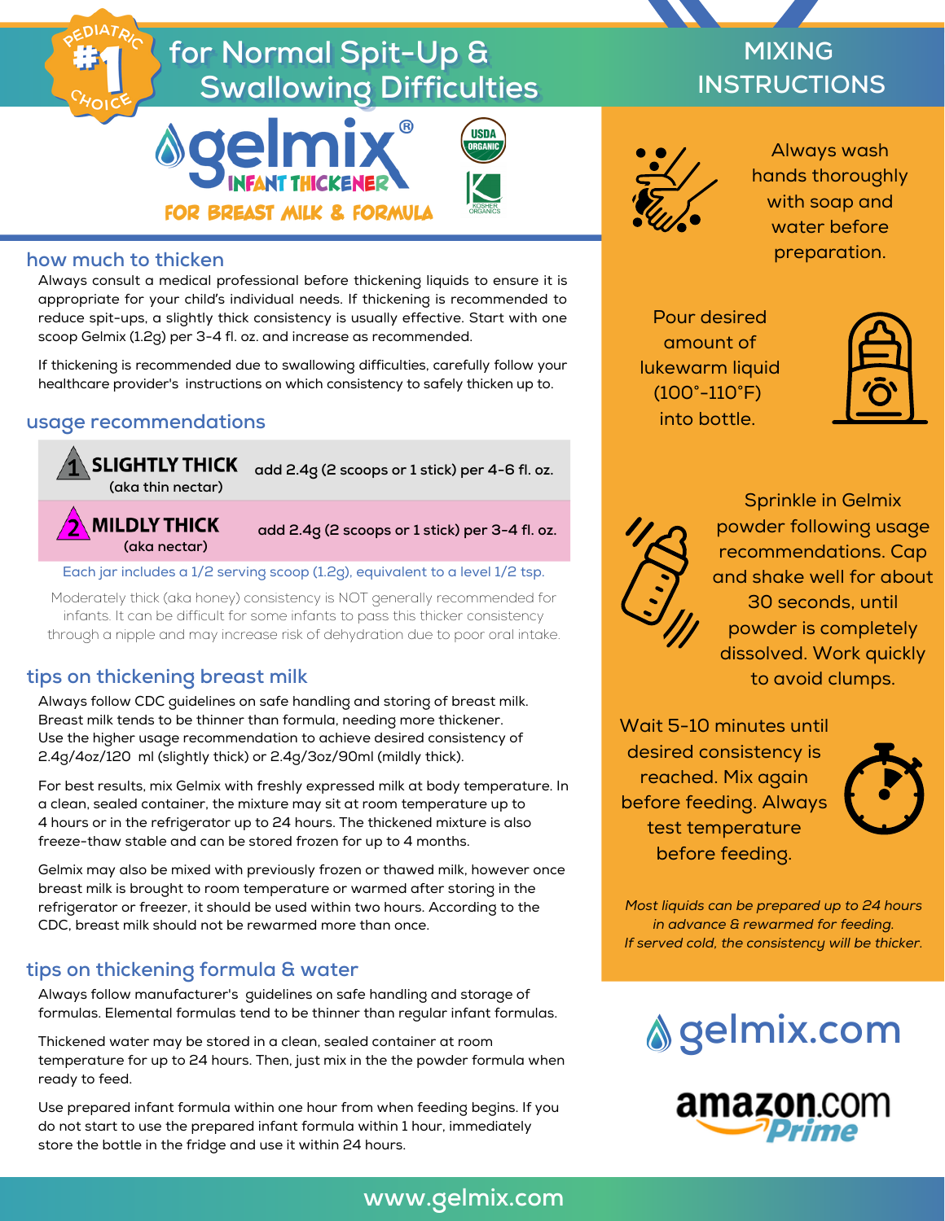PEDIATRIC #1 CHOICE

# for Normal Spit-Up & Swallowing Difficulties

gelmix®
INFANT THICKENER
FOR BREAST MILK & FORMULA

USDA ORGANIC

KOSHER ORGANICS

## how much to thicken

Always consult a medical professional before thickening liquids to ensure it is appropriate for your child's individual needs. If thickening is recommended to reduce spit-ups, a slightly thick consistency is usually effective. Start with one scoop Gelmix (1.2g) per 3-4 fl. oz. and increase as recommended.

If thickening is recommended due to swallowing difficulties, carefully follow your healthcare provider's instructions on which consistency to safely thicken up to.

## usage recommendations

| | |
|---|---|
| **1 SLIGHTLY THICK** (aka thin nectar) | add 2.4g (2 scoops or 1 stick) per 4-6 fl. oz. |
| **2 MILDLY THICK** (aka nectar) | add 2.4g (2 scoops or 1 stick) per 3-4 fl. oz. |

Each jar includes a 1/2 serving scoop (1.2g), equivalent to a level 1/2 tsp.

Moderately thick (aka honey) consistency is NOT generally recommended for infants. It can be difficult for some infants to pass this thicker consistency through a nipple and may increase risk of dehydration due to poor oral intake.

## tips on thickening breast milk

Always follow CDC guidelines on safe handling and storing of breast milk. Breast milk tends to be thinner than formula, needing more thickener. Use the higher usage recommendation to achieve desired consistency of 2.4g/4oz/120 ml (slightly thick) or 2.4g/3oz/90ml (mildly thick).

For best results, mix Gelmix with freshly expressed milk at body temperature. In a clean, sealed container, the mixture may sit at room temperature up to 4 hours or in the refrigerator up to 24 hours. The thickened mixture is also freeze-thaw stable and can be stored frozen for up to 4 months.

Gelmix may also be mixed with previously frozen or thawed milk, however once breast milk is brought to room temperature or warmed after storing in the refrigerator or freezer, it should be used within two hours. According to the CDC, breast milk should not be rewarmed more than once.

## tips on thickening formula & water

Always follow manufacturer's guidelines on safe handling and storage of formulas. Elemental formulas tend to be thinner than regular infant formulas.

Thickened water may be stored in a clean, sealed container at room temperature for up to 24 hours. Then, just mix in the the powder formula when ready to feed.

Use prepared infant formula within one hour from when feeding begins. If you do not start to use the prepared infant formula within 1 hour, immediately store the bottle in the fridge and use it within 24 hours.

## MIXING INSTRUCTIONS

Always wash hands thoroughly with soap and water before preparation.

Pour desired amount of lukewarm liquid (100°-110°F) into bottle.

Sprinkle in Gelmix powder following usage recommendations. Cap and shake well for about 30 seconds, until powder is completely dissolved. Work quickly to avoid clumps.

Wait 5-10 minutes until desired consistency is reached. Mix again before feeding. Always test temperature before feeding.

*Most liquids can be prepared up to 24 hours in advance & rewarmed for feeding. If served cold, the consistency will be thicker.*

gelmix.com

amazon.com Prime

www.gelmix.com